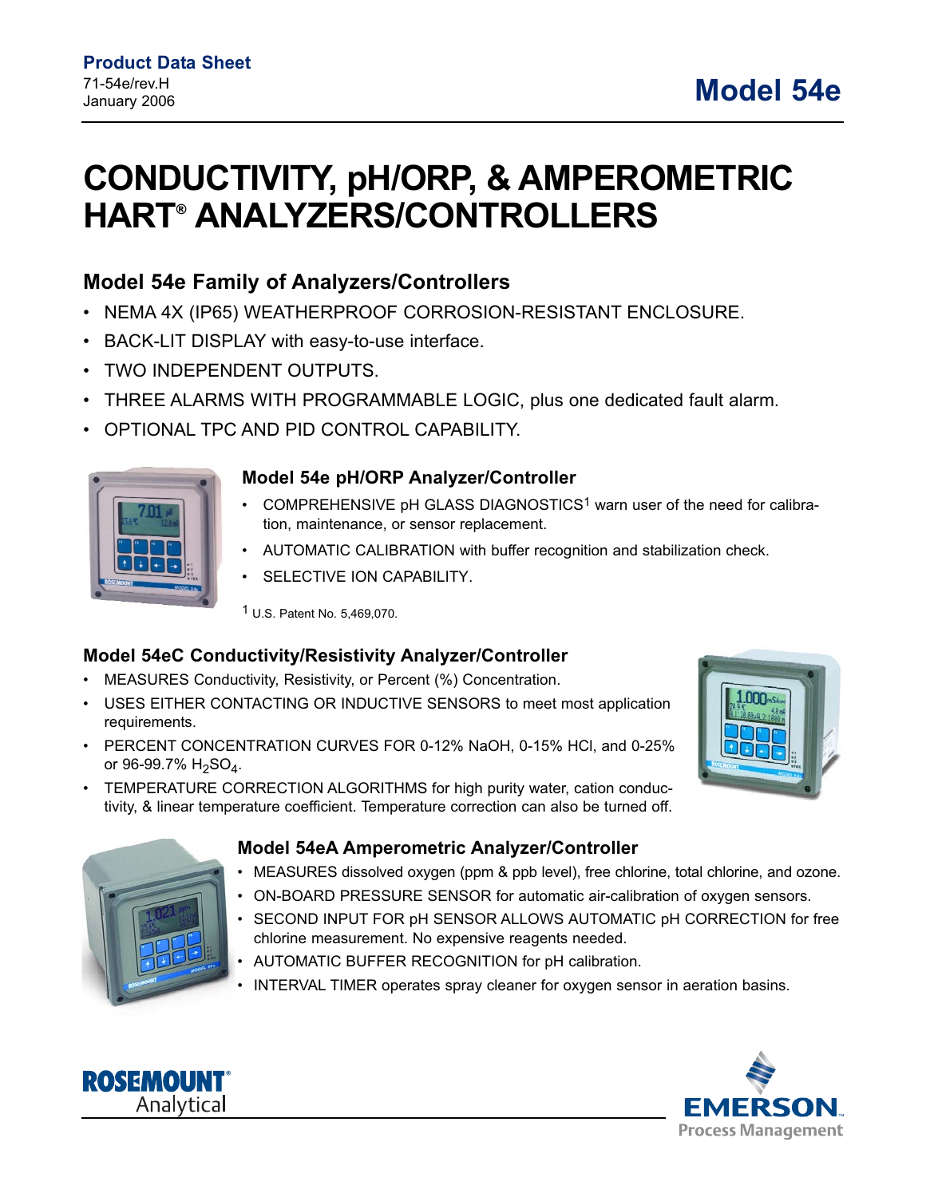**Product Data Sheet**
71-54e/rev.H
January 2006

**Model 54e**

# CONDUCTIVITY, pH/ORP, & AMPEROMETRIC HART® ANALYZERS/CONTROLLERS

## Model 54e Family of Analyzers/Controllers

- NEMA 4X (IP65) WEATHERPROOF CORROSION-RESISTANT ENCLOSURE.
- BACK-LIT DISPLAY with easy-to-use interface.
- TWO INDEPENDENT OUTPUTS.
- THREE ALARMS WITH PROGRAMMABLE LOGIC, plus one dedicated fault alarm.
- OPTIONAL TPC AND PID CONTROL CAPABILITY.

### Model 54e pH/ORP Analyzer/Controller

- COMPREHENSIVE pH GLASS DIAGNOSTICS[1] warn user of the need for calibration, maintenance, or sensor replacement.
- AUTOMATIC CALIBRATION with buffer recognition and stabilization check.
- SELECTIVE ION CAPABILITY.

[1] U.S. Patent No. 5,469,070.

### Model 54eC Conductivity/Resistivity Analyzer/Controller

- MEASURES Conductivity, Resistivity, or Percent (%) Concentration.
- USES EITHER CONTACTING OR INDUCTIVE SENSORS to meet most application requirements.
- PERCENT CONCENTRATION CURVES FOR 0-12% NaOH, 0-15% HCl, and 0-25% or 96-99.7% $H_2SO_4$.
- TEMPERATURE CORRECTION ALGORITHMS for high purity water, cation conductivity, & linear temperature coefficient. Temperature correction can also be turned off.

### Model 54eA Amperometric Analyzer/Controller

- MEASURES dissolved oxygen (ppm & ppb level), free chlorine, total chlorine, and ozone.
- ON-BOARD PRESSURE SENSOR for automatic air-calibration of oxygen sensors.
- SECOND INPUT FOR pH SENSOR ALLOWS AUTOMATIC pH CORRECTION for free chlorine measurement. No expensive reagents needed.
- AUTOMATIC BUFFER RECOGNITION for pH calibration.
- INTERVAL TIMER operates spray cleaner for oxygen sensor in aeration basins.

ROSEMOUNT® Analytical

EMERSON. Process Management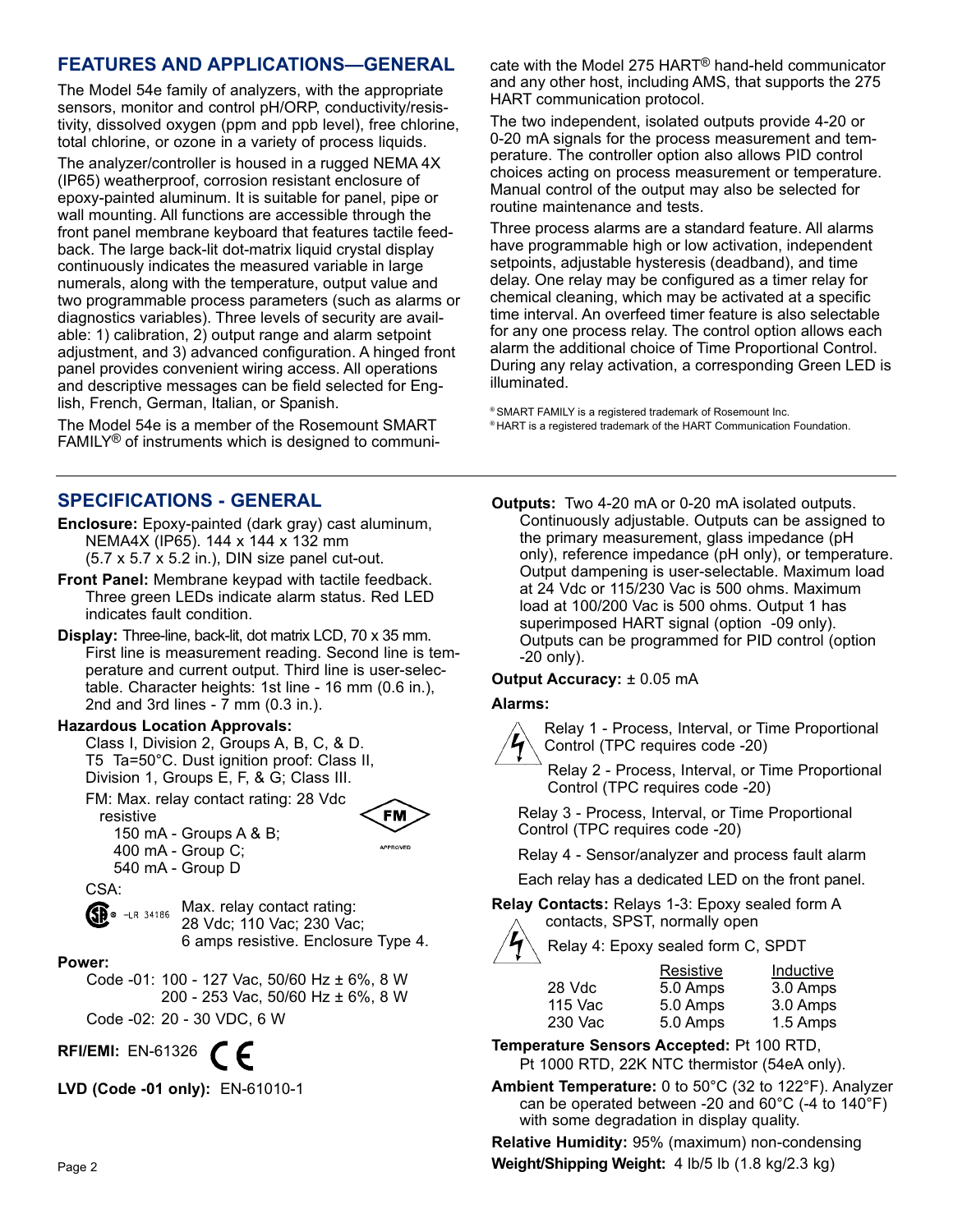## FEATURES AND APPLICATIONS—GENERAL

The Model 54e family of analyzers, with the appropriate sensors, monitor and control pH/ORP, conductivity/resistivity, dissolved oxygen (ppm and ppb level), free chlorine, total chlorine, or ozone in a variety of process liquids.

The analyzer/controller is housed in a rugged NEMA 4X (IP65) weatherproof, corrosion resistant enclosure of epoxy-painted aluminum. It is suitable for panel, pipe or wall mounting. All functions are accessible through the front panel membrane keyboard that features tactile feedback. The large back-lit dot-matrix liquid crystal display continuously indicates the measured variable in large numerals, along with the temperature, output value and two programmable process parameters (such as alarms or diagnostics variables). Three levels of security are available: 1) calibration, 2) output range and alarm setpoint adjustment, and 3) advanced configuration. A hinged front panel provides convenient wiring access. All operations and descriptive messages can be field selected for English, French, German, Italian, or Spanish.

The Model 54e is a member of the Rosemount SMART FAMILY® of instruments which is designed to communicate with the Model 275 HART® hand-held communicator and any other host, including AMS, that supports the 275 HART communication protocol.

The two independent, isolated outputs provide 4-20 or 0-20 mA signals for the process measurement and temperature. The controller option also allows PID control choices acting on process measurement or temperature. Manual control of the output may also be selected for routine maintenance and tests.

Three process alarms are a standard feature. All alarms have programmable high or low activation, independent setpoints, adjustable hysteresis (deadband), and time delay. One relay may be configured as a timer relay for chemical cleaning, which may be activated at a specific time interval. An overfeed timer feature is also selectable for any one process relay. The control option allows each alarm the additional choice of Time Proportional Control. During any relay activation, a corresponding Green LED is illuminated.

® SMART FAMILY is a registered trademark of Rosemount Inc.
® HART is a registered trademark of the HART Communication Foundation.

## SPECIFICATIONS - GENERAL

**Enclosure:** Epoxy-painted (dark gray) cast aluminum, NEMA4X (IP65). 144 x 144 x 132 mm (5.7 x 5.7 x 5.2 in.), DIN size panel cut-out.

**Front Panel:** Membrane keypad with tactile feedback. Three green LEDs indicate alarm status. Red LED indicates fault condition.

**Display:** Three-line, back-lit, dot matrix LCD, 70 x 35 mm. First line is measurement reading. Second line is temperature and current output. Third line is user-selectable. Character heights: 1st line - 16 mm (0.6 in.), 2nd and 3rd lines - 7 mm (0.3 in.).

**Hazardous Location Approvals:**
Class I, Division 2, Groups A, B, C, & D. T5 Ta=50°C. Dust ignition proof: Class II, Division 1, Groups E, F, & G; Class III.

FM: Max. relay contact rating: 28 Vdc resistive
- 150 mA - Groups A & B;
- 400 mA - Group C;
- 540 mA - Group D

CSA: LR 34186 Max. relay contact rating: 28 Vdc; 110 Vac; 230 Vac; 6 amps resistive. Enclosure Type 4.

**Power:**
Code -01: 100 - 127 Vac, 50/60 Hz ± 6%, 8 W
200 - 253 Vac, 50/60 Hz ± 6%, 8 W
Code -02: 20 - 30 VDC, 6 W

**RFI/EMI:** EN-61326 CE

**LVD (Code -01 only):** EN-61010-1

**Outputs:** Two 4-20 mA or 0-20 mA isolated outputs. Continuously adjustable. Outputs can be assigned to the primary measurement, glass impedance (pH only), reference impedance (pH only), or temperature. Output dampening is user-selectable. Maximum load at 24 Vdc or 115/230 Vac is 500 ohms. Maximum load at 100/200 Vac is 500 ohms. Output 1 has superimposed HART signal (option -09 only). Outputs can be programmed for PID control (option -20 only).

**Output Accuracy:** ± 0.05 mA

**Alarms:**

Relay 1 - Process, Interval, or Time Proportional Control (TPC requires code -20)

Relay 2 - Process, Interval, or Time Proportional Control (TPC requires code -20)

Relay 3 - Process, Interval, or Time Proportional Control (TPC requires code -20)

Relay 4 - Sensor/analyzer and process fault alarm

Each relay has a dedicated LED on the front panel.

**Relay Contacts:** Relays 1-3: Epoxy sealed form A contacts, SPST, normally open
Relay 4: Epoxy sealed form C, SPDT

| | Resistive | Inductive |
|---|---|---|
| 28 Vdc | 5.0 Amps | 3.0 Amps |
| 115 Vac | 5.0 Amps | 3.0 Amps |
| 230 Vac | 5.0 Amps | 1.5 Amps |

**Temperature Sensors Accepted:** Pt 100 RTD, Pt 1000 RTD, 22K NTC thermistor (54eA only).

**Ambient Temperature:** 0 to 50°C (32 to 122°F). Analyzer can be operated between -20 and 60°C (-4 to 140°F) with some degradation in display quality.

**Relative Humidity:** 95% (maximum) non-condensing

**Weight/Shipping Weight:** 4 lb/5 lb (1.8 kg/2.3 kg)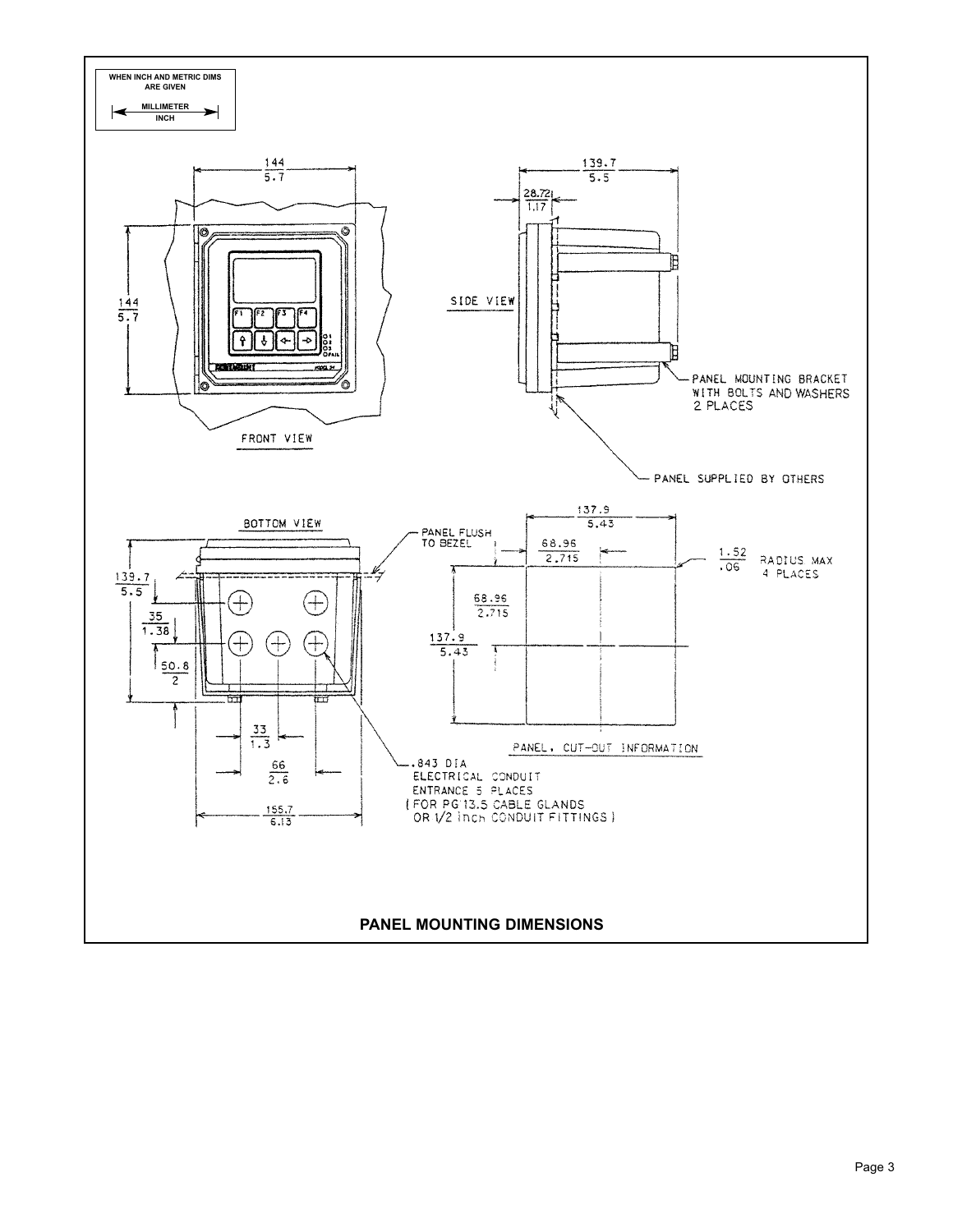WHEN INCH AND METRIC DIMS ARE GIVEN

MILLIMETER / INCH

FRONT VIEW

144 / 5.7

144 / 5.7

SIDE VIEW

139.7 / 5.5

28.72 / 1.17

PANEL MOUNTING BRACKET WITH BOLTS AND WASHERS 2 PLACES

PANEL SUPPLIED BY OTHERS

BOTTOM VIEW

PANEL FLUSH TO BEZEL

139.7 / 5.5

35 / 1.38

50.8 / 2

33 / 1.3

66 / 2.6

155.7 / 6.13

.843 DIA ELECTRICAL CONDUIT ENTRANCE 5 PLACES (FOR PG 13.5 CABLE GLANDS OR 1/2 inch CONDUIT FITTINGS)

137.9 / 5.43

68.96 / 2.715

1.52 / .06 RADIUS MAX 4 PLACES

68.96 / 2.715

137.9 / 5.43

PANEL, CUT-OUT INFORMATION

**PANEL MOUNTING DIMENSIONS**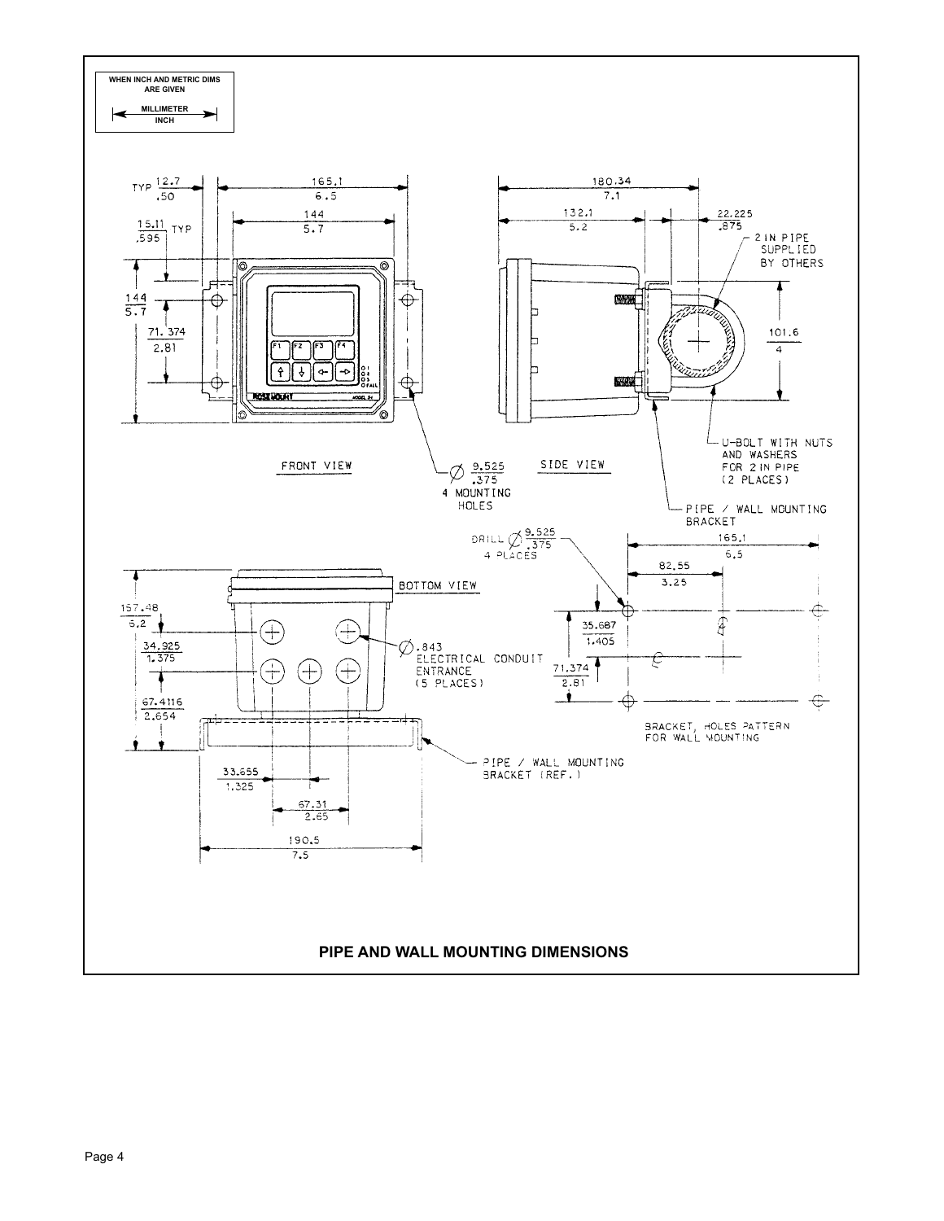WHEN INCH AND METRIC DIMS ARE GIVEN

MILLIMETER / INCH

TYP 12.7 / .50

165.1 / 6.5

144 / 5.7

15.11 / .595 TYP

144 / 5.7

71.374 / 2.81

FRONT VIEW

Ø 9.525 / .375 4 MOUNTING HOLES

180.34 / 7.1

132.1 / 5.2

22.225 / .875

2 IN PIPE SUPPLIED BY OTHERS

101.6 / 4

SIDE VIEW

U-BOLT WITH NUTS AND WASHERS FOR 2 IN PIPE (2 PLACES)

PIPE / WALL MOUNTING BRACKET

DRILL Ø 9.525 / .375 4 PLACES

165.1 / 6.5

82.55 / 3.25

35.687 / 1.405

71.374 / 2.81

BRACKET, HOLES PATTERN FOR WALL MOUNTING

BOTTOM VIEW

157.48 / 6.2

34.925 / 1.375

67.4116 / 2.654

Ø .843 ELECTRICAL CONDUIT ENTRANCE (5 PLACES)

PIPE / WALL MOUNTING BRACKET (REF.)

33.655 / 1.325

67.31 / 2.65

190.5 / 7.5

**PIPE AND WALL MOUNTING DIMENSIONS**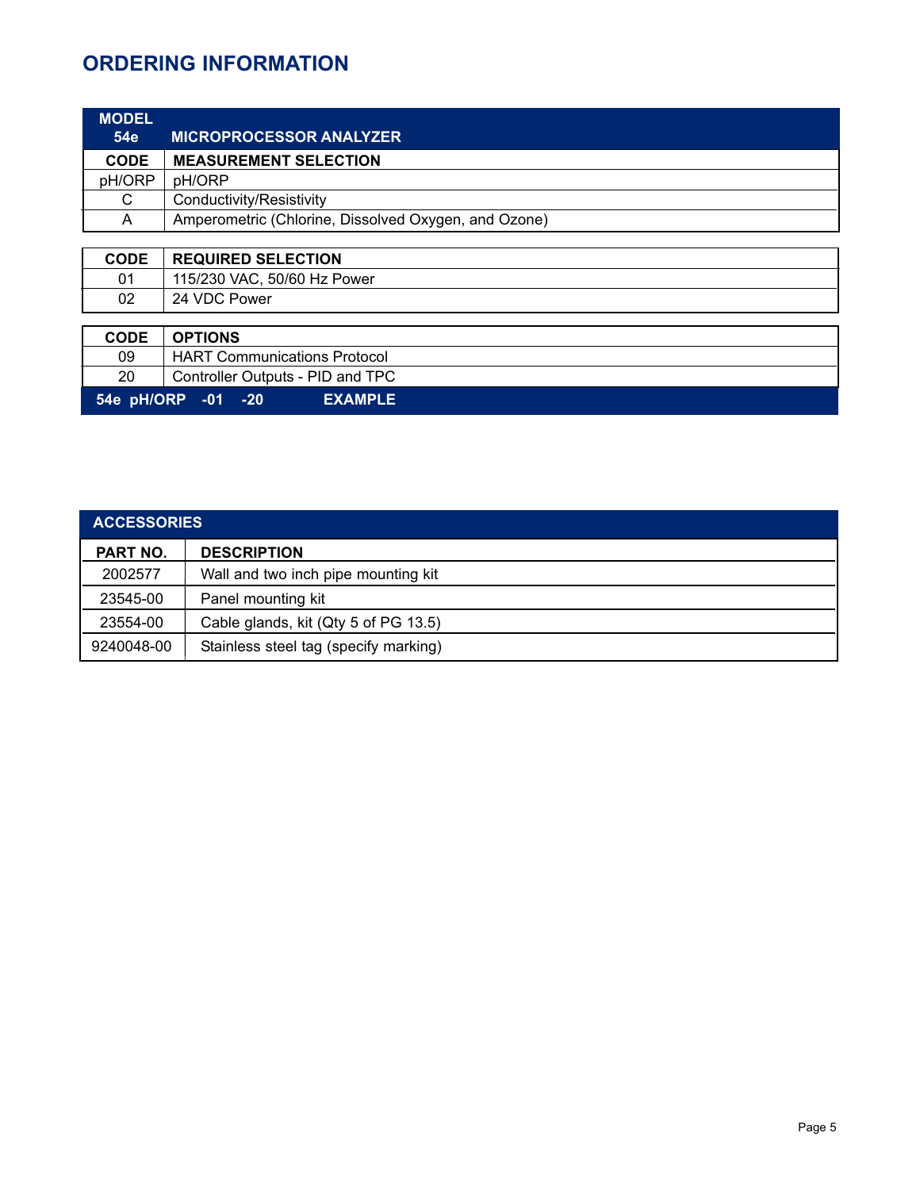## ORDERING INFORMATION

| MODEL 54e | MICROPROCESSOR ANALYZER |
|---|---|
| **CODE** | **MEASUREMENT SELECTION** |
| pH/ORP | pH/ORP |
| C | Conductivity/Resistivity |
| A | Amperometric (Chlorine, Dissolved Oxygen, and Ozone) |

| CODE | REQUIRED SELECTION |
|---|---|
| 01 | 115/230 VAC, 50/60 Hz Power |
| 02 | 24 VDC Power |

| CODE | OPTIONS |
|---|---|
| 09 | HART Communications Protocol |
| 20 | Controller Outputs - PID and TPC |
| **54e pH/ORP -01 -20** | **EXAMPLE** |

| ACCESSORIES | |
|---|---|
| **PART NO.** | **DESCRIPTION** |
| 2002577 | Wall and two inch pipe mounting kit |
| 23545-00 | Panel mounting kit |
| 23554-00 | Cable glands, kit (Qty 5 of PG 13.5) |
| 9240048-00 | Stainless steel tag (specify marking) |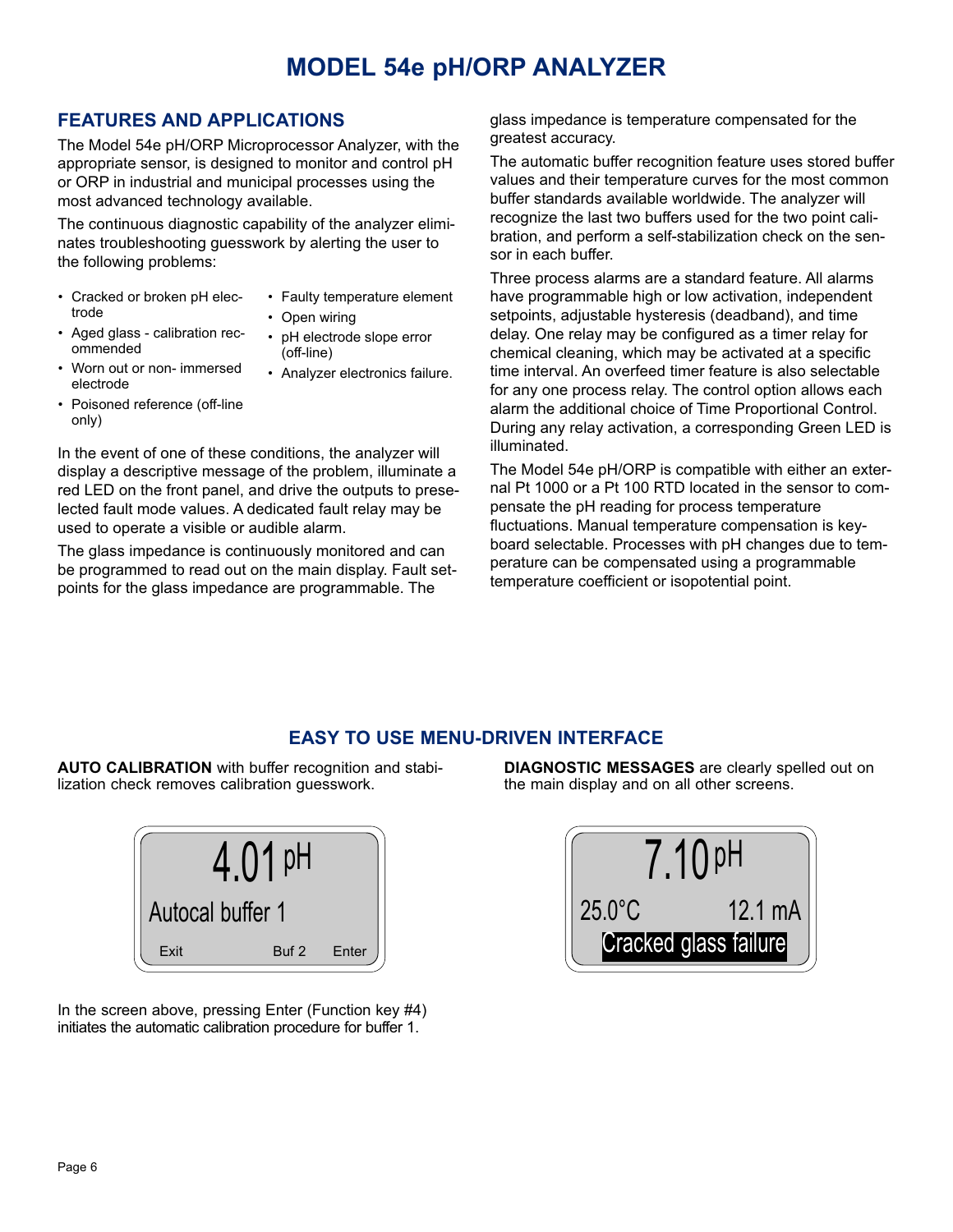# MODEL 54e pH/ORP ANALYZER

## FEATURES AND APPLICATIONS

The Model 54e pH/ORP Microprocessor Analyzer, with the appropriate sensor, is designed to monitor and control pH or ORP in industrial and municipal processes using the most advanced technology available.

The continuous diagnostic capability of the analyzer eliminates troubleshooting guesswork by alerting the user to the following problems:

- Cracked or broken pH electrode
- Aged glass - calibration recommended
- Worn out or non- immersed electrode
- Poisoned reference (off-line only)
- Faulty temperature element
- Open wiring
- pH electrode slope error (off-line)
- Analyzer electronics failure.

In the event of one of these conditions, the analyzer will display a descriptive message of the problem, illuminate a red LED on the front panel, and drive the outputs to preselected fault mode values. A dedicated fault relay may be used to operate a visible or audible alarm.

The glass impedance is continuously monitored and can be programmed to read out on the main display. Fault setpoints for the glass impedance are programmable. The glass impedance is temperature compensated for the greatest accuracy.

The automatic buffer recognition feature uses stored buffer values and their temperature curves for the most common buffer standards available worldwide. The analyzer will recognize the last two buffers used for the two point calibration, and perform a self-stabilization check on the sensor in each buffer.

Three process alarms are a standard feature. All alarms have programmable high or low activation, independent setpoints, adjustable hysteresis (deadband), and time delay. One relay may be configured as a timer relay for chemical cleaning, which may be activated at a specific time interval. An overfeed timer feature is also selectable for any one process relay. The control option allows each alarm the additional choice of Time Proportional Control. During any relay activation, a corresponding Green LED is illuminated.

The Model 54e pH/ORP is compatible with either an external Pt 1000 or a Pt 100 RTD located in the sensor to compensate the pH reading for process temperature fluctuations. Manual temperature compensation is keyboard selectable. Processes with pH changes due to temperature can be compensated using a programmable temperature coefficient or isopotential point.

## EASY TO USE MENU-DRIVEN INTERFACE

**AUTO CALIBRATION** with buffer recognition and stabilization check removes calibration guesswork.

```
4.01 pH
Autocal buffer 1
Exit        Buf 2     Enter
```

In the screen above, pressing Enter (Function key #4) initiates the automatic calibration procedure for buffer 1.

**DIAGNOSTIC MESSAGES** are clearly spelled out on the main display and on all other screens.

```
7.10 pH
25.0°C        12.1 mA
Cracked glass failure
```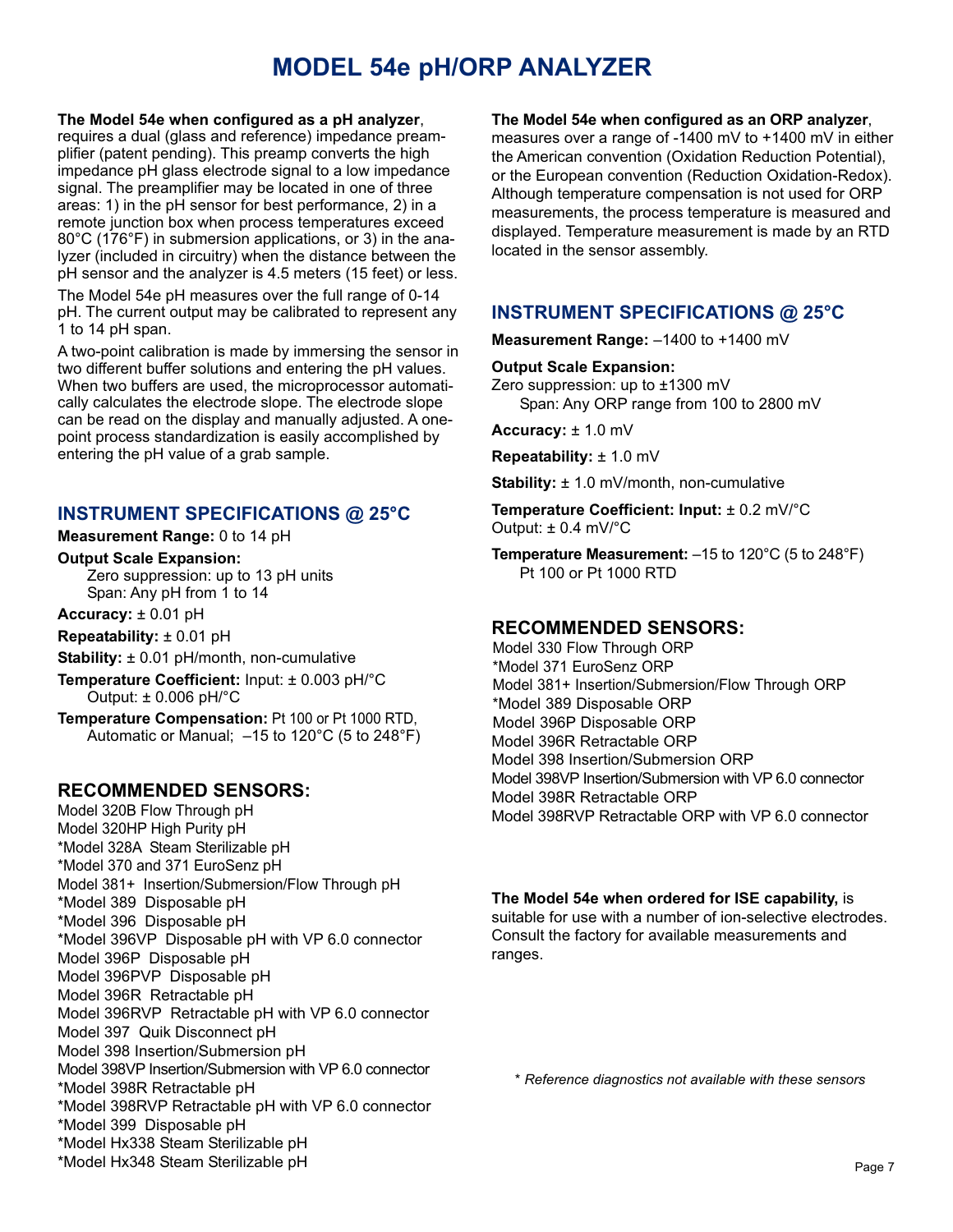# MODEL 54e pH/ORP ANALYZER

**The Model 54e when configured as a pH analyzer**, requires a dual (glass and reference) impedance preamplifier (patent pending). This preamp converts the high impedance pH glass electrode signal to a low impedance signal. The preamplifier may be located in one of three areas: 1) in the pH sensor for best performance, 2) in a remote junction box when process temperatures exceed 80°C (176°F) in submersion applications, or 3) in the analyzer (included in circuitry) when the distance between the pH sensor and the analyzer is 4.5 meters (15 feet) or less.

The Model 54e pH measures over the full range of 0-14 pH. The current output may be calibrated to represent any 1 to 14 pH span.

A two-point calibration is made by immersing the sensor in two different buffer solutions and entering the pH values. When two buffers are used, the microprocessor automatically calculates the electrode slope. The electrode slope can be read on the display and manually adjusted. A one-point process standardization is easily accomplished by entering the pH value of a grab sample.

## INSTRUMENT SPECIFICATIONS @ 25°C

**Measurement Range:** 0 to 14 pH

**Output Scale Expansion:**
Zero suppression: up to 13 pH units
Span: Any pH from 1 to 14

**Accuracy:** ± 0.01 pH

**Repeatability:** ± 0.01 pH

**Stability:** ± 0.01 pH/month, non-cumulative

**Temperature Coefficient:** Input: ± 0.003 pH/°C
Output: ± 0.006 pH/°C

**Temperature Compensation:** Pt 100 or Pt 1000 RTD, Automatic or Manual; –15 to 120°C (5 to 248°F)

## RECOMMENDED SENSORS:

Model 320B Flow Through pH
Model 320HP High Purity pH
*Model 328A Steam Sterilizable pH
*Model 370 and 371 EuroSenz pH
Model 381+ Insertion/Submersion/Flow Through pH
*Model 389 Disposable pH
*Model 396 Disposable pH
*Model 396VP Disposable pH with VP 6.0 connector
Model 396P Disposable pH
Model 396PVP Disposable pH
Model 396R Retractable pH
Model 396RVP Retractable pH with VP 6.0 connector
Model 397 Quik Disconnect pH
Model 398 Insertion/Submersion pH
Model 398VP Insertion/Submersion with VP 6.0 connector
*Model 398R Retractable pH
*Model 398RVP Retractable pH with VP 6.0 connector
*Model 399 Disposable pH
*Model Hx338 Steam Sterilizable pH
*Model Hx348 Steam Sterilizable pH

**The Model 54e when configured as an ORP analyzer**, measures over a range of -1400 mV to +1400 mV in either the American convention (Oxidation Reduction Potential), or the European convention (Reduction Oxidation-Redox). Although temperature compensation is not used for ORP measurements, the process temperature is measured and displayed. Temperature measurement is made by an RTD located in the sensor assembly.

## INSTRUMENT SPECIFICATIONS @ 25°C

**Measurement Range:** –1400 to +1400 mV

**Output Scale Expansion:**
Zero suppression: up to ±1300 mV
Span: Any ORP range from 100 to 2800 mV

**Accuracy:** ± 1.0 mV

**Repeatability:** ± 1.0 mV

**Stability:** ± 1.0 mV/month, non-cumulative

**Temperature Coefficient: Input:** ± 0.2 mV/°C
Output: ± 0.4 mV/°C

**Temperature Measurement:** –15 to 120°C (5 to 248°F)
Pt 100 or Pt 1000 RTD

## RECOMMENDED SENSORS:

Model 330 Flow Through ORP
*Model 371 EuroSenz ORP
Model 381+ Insertion/Submersion/Flow Through ORP
*Model 389 Disposable ORP
Model 396P Disposable ORP
Model 396R Retractable ORP
Model 398 Insertion/Submersion ORP
Model 398VP Insertion/Submersion with VP 6.0 connector
Model 398R Retractable ORP
Model 398RVP Retractable ORP with VP 6.0 connector

**The Model 54e when ordered for ISE capability,** is suitable for use with a number of ion-selective electrodes. Consult the factory for available measurements and ranges.

*\* Reference diagnostics not available with these sensors*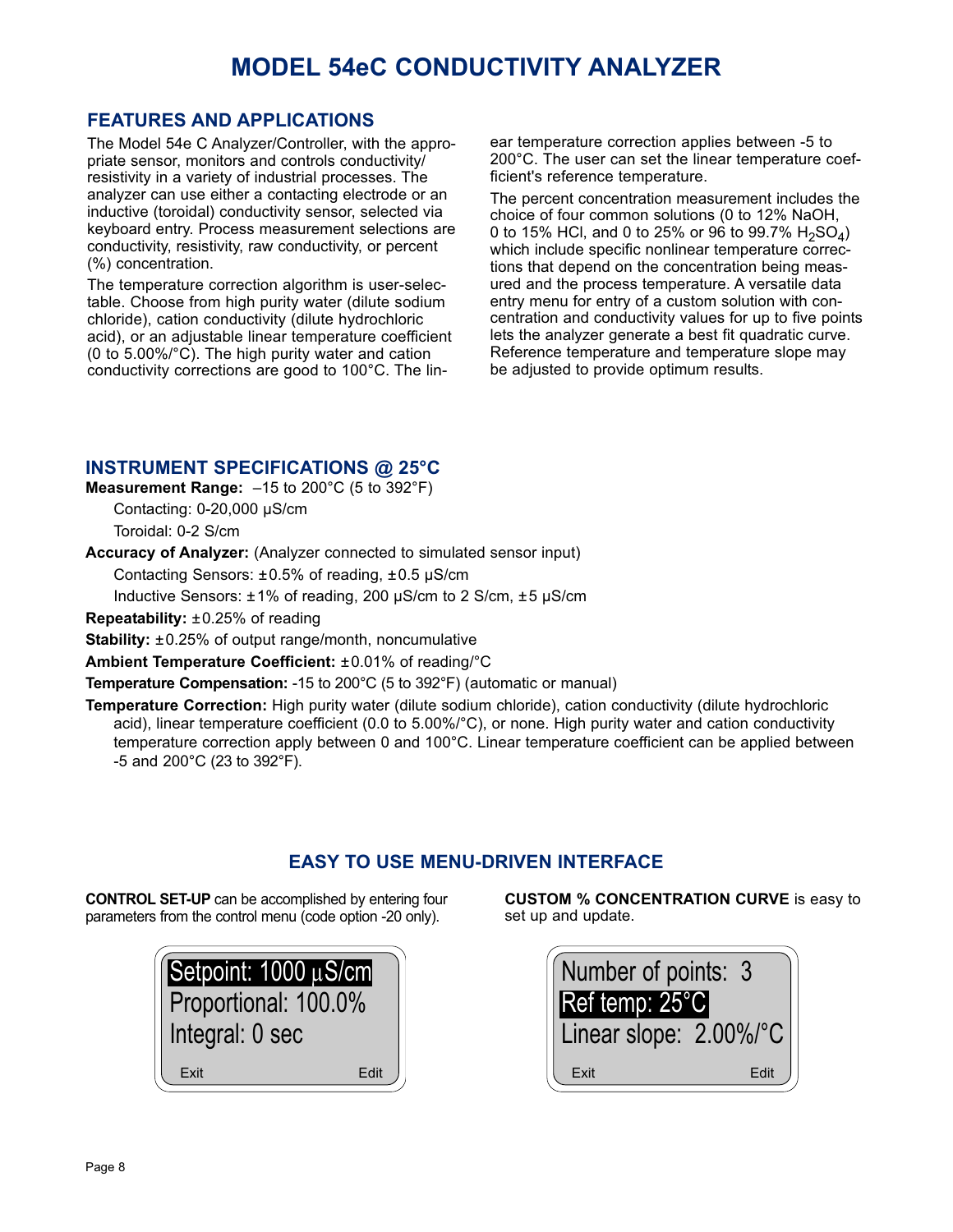// MODEL 54eC CONDUCTIVITY ANALYZER

## FEATURES AND APPLICATIONS

The Model 54e C Analyzer/Controller, with the appropriate sensor, monitors and controls conductivity/resistivity in a variety of industrial processes. The analyzer can use either a contacting electrode or an inductive (toroidal) conductivity sensor, selected via keyboard entry. Process measurement selections are conductivity, resistivity, raw conductivity, or percent (%) concentration.

The temperature correction algorithm is user-selectable. Choose from high purity water (dilute sodium chloride), cation conductivity (dilute hydrochloric acid), or an adjustable linear temperature coefficient (0 to 5.00%/°C). The high purity water and cation conductivity corrections are good to 100°C. The linear temperature correction applies between -5 to 200°C. The user can set the linear temperature coefficient's reference temperature.

The percent concentration measurement includes the choice of four common solutions (0 to 12% NaOH, 0 to 15% HCl, and 0 to 25% or 96 to 99.7% $H_2SO_4$) which include specific nonlinear temperature corrections that depend on the concentration being measured and the process temperature. A versatile data entry menu for entry of a custom solution with concentration and conductivity values for up to five points lets the analyzer generate a best fit quadratic curve. Reference temperature and temperature slope may be adjusted to provide optimum results.

## INSTRUMENT SPECIFICATIONS @ 25°C

**Measurement Range:** –15 to 200°C (5 to 392°F)

Contacting: 0-20,000 µS/cm

Toroidal: 0-2 S/cm

**Accuracy of Analyzer:** (Analyzer connected to simulated sensor input)

Contacting Sensors: ±0.5% of reading, ±0.5 µS/cm

Inductive Sensors: ±1% of reading, 200 µS/cm to 2 S/cm, ±5 µS/cm

**Repeatability:** ±0.25% of reading

**Stability:** ±0.25% of output range/month, noncumulative

**Ambient Temperature Coefficient:** ±0.01% of reading/°C

**Temperature Compensation:** -15 to 200°C (5 to 392°F) (automatic or manual)

**Temperature Correction:** High purity water (dilute sodium chloride), cation conductivity (dilute hydrochloric acid), linear temperature coefficient (0.0 to 5.00%/°C), or none. High purity water and cation conductivity temperature correction apply between 0 and 100°C. Linear temperature coefficient can be applied between -5 and 200°C (23 to 392°F).

## EASY TO USE MENU-DRIVEN INTERFACE

**CONTROL SET-UP** can be accomplished by entering four parameters from the control menu (code option -20 only).

```
Setpoint: 1000 µS/cm
Proportional: 100.0%
Integral: 0 sec
Exit                Edit
```

**CUSTOM % CONCENTRATION CURVE** is easy to set up and update.

```
Number of points: 3
Ref temp: 25°C
Linear slope: 2.00%/°C
Exit                Edit
```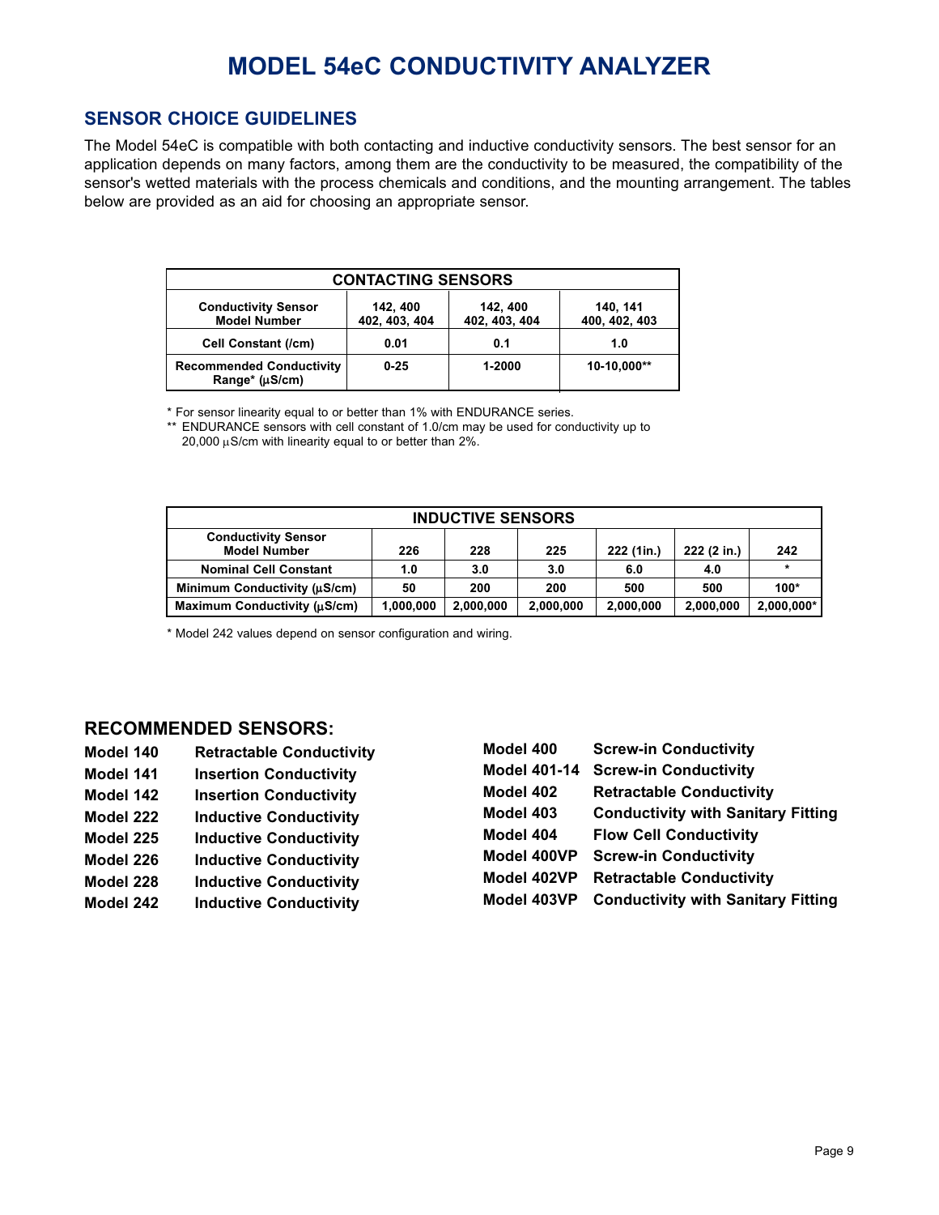# MODEL 54eC CONDUCTIVITY ANALYZER

## SENSOR CHOICE GUIDELINES

The Model 54eC is compatible with both contacting and inductive conductivity sensors. The best sensor for an application depends on many factors, among them are the conductivity to be measured, the compatibility of the sensor's wetted materials with the process chemicals and conditions, and the mounting arrangement. The tables below are provided as an aid for choosing an appropriate sensor.

| CONTACTING SENSORS | | | |
|---|---|---|---|
| **Conductivity Sensor Model Number** | **142, 400 402, 403, 404** | **142, 400 402, 403, 404** | **140, 141 400, 402, 403** |
| **Cell Constant (/cm)** | **0.01** | **0.1** | **1.0** |
| **Recommended Conductivity Range* (µS/cm)** | **0-25** | **1-2000** | **10-10,000**** |

\* For sensor linearity equal to or better than 1% with ENDURANCE series.

\*\* ENDURANCE sensors with cell constant of 1.0/cm may be used for conductivity up to 20,000 µS/cm with linearity equal to or better than 2%.

| INDUCTIVE SENSORS | | | | | | |
|---|---|---|---|---|---|---|
| **Conductivity Sensor Model Number** | **226** | **228** | **225** | **222 (1in.)** | **222 (2 in.)** | **242** |
| **Nominal Cell Constant** | **1.0** | **3.0** | **3.0** | **6.0** | **4.0** | * |
| **Minimum Conductivity (µS/cm)** | **50** | **200** | **200** | **500** | **500** | **100*** |
| **Maximum Conductivity (µS/cm)** | **1,000,000** | **2,000,000** | **2,000,000** | **2,000,000** | **2,000,000** | **2,000,000*** |

\* Model 242 values depend on sensor configuration and wiring.

## RECOMMENDED SENSORS:

| | |
|---|---|
| **Model 140** | **Retractable Conductivity** |
| **Model 141** | **Insertion Conductivity** |
| **Model 142** | **Insertion Conductivity** |
| **Model 222** | **Inductive Conductivity** |
| **Model 225** | **Inductive Conductivity** |
| **Model 226** | **Inductive Conductivity** |
| **Model 228** | **Inductive Conductivity** |
| **Model 242** | **Inductive Conductivity** |
| **Model 400** | **Screw-in Conductivity** |
| **Model 401-14** | **Screw-in Conductivity** |
| **Model 402** | **Retractable Conductivity** |
| **Model 403** | **Conductivity with Sanitary Fitting** |
| **Model 404** | **Flow Cell Conductivity** |
| **Model 400VP** | **Screw-in Conductivity** |
| **Model 402VP** | **Retractable Conductivity** |
| **Model 403VP** | **Conductivity with Sanitary Fitting** |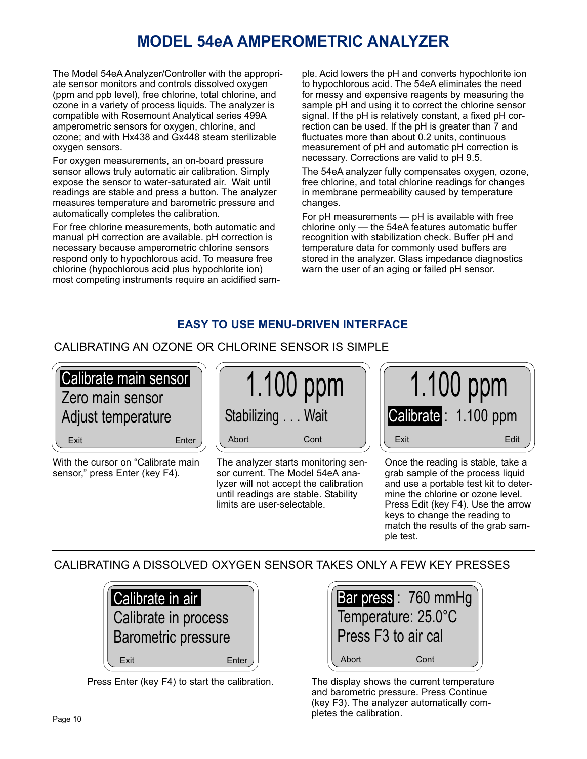# MODEL 54eA AMPEROMETRIC ANALYZER

The Model 54eA Analyzer/Controller with the appropriate sensor monitors and controls dissolved oxygen (ppm and ppb level), free chlorine, total chlorine, and ozone in a variety of process liquids. The analyzer is compatible with Rosemount Analytical series 499A amperometric sensors for oxygen, chlorine, and ozone; and with Hx438 and Gx448 steam sterilizable oxygen sensors.

For oxygen measurements, an on-board pressure sensor allows truly automatic air calibration. Simply expose the sensor to water-saturated air. Wait until readings are stable and press a button. The analyzer measures temperature and barometric pressure and automatically completes the calibration.

For free chlorine measurements, both automatic and manual pH correction are available. pH correction is necessary because amperometric chlorine sensors respond only to hypochlorous acid. To measure free chlorine (hypochlorous acid plus hypochlorite ion) most competing instruments require an acidified sample. Acid lowers the pH and converts hypochlorite ion to hypochlorous acid. The 54eA eliminates the need for messy and expensive reagents by measuring the sample pH and using it to correct the chlorine sensor signal. If the pH is relatively constant, a fixed pH correction can be used. If the pH is greater than 7 and fluctuates more than about 0.2 units, continuous measurement of pH and automatic pH correction is necessary. Corrections are valid to pH 9.5.

The 54eA analyzer fully compensates oxygen, ozone, free chlorine, and total chlorine readings for changes in membrane permeability caused by temperature changes.

For pH measurements — pH is available with free chlorine only — the 54eA features automatic buffer recognition with stabilization check. Buffer pH and temperature data for commonly used buffers are stored in the analyzer. Glass impedance diagnostics warn the user of an aging or failed pH sensor.

## EASY TO USE MENU-DRIVEN INTERFACE

### CALIBRATING AN OZONE OR CHLORINE SENSOR IS SIMPLE

```
Calibrate main sensor
Zero main sensor
Adjust temperature
Exit                Enter
```

With the cursor on “Calibrate main sensor,” press Enter (key F4).

```
1.100 ppm
Stabilizing . . . Wait
Abort      Cont
```

The analyzer starts monitoring sensor current. The Model 54eA analyzer will not accept the calibration until readings are stable. Stability limits are user-selectable.

```
1.100 ppm
Calibrate : 1.100 ppm
Exit                Edit
```

Once the reading is stable, take a grab sample of the process liquid and use a portable test kit to determine the chlorine or ozone level. Press Edit (key F4). Use the arrow keys to change the reading to match the results of the grab sample test.

### CALIBRATING A DISSOLVED OXYGEN SENSOR TAKES ONLY A FEW KEY PRESSES

```
Calibrate in air
Calibrate in process
Barometric pressure
Exit                Enter
```

Press Enter (key F4) to start the calibration.

```
Bar press : 760 mmHg
Temperature: 25.0°C
Press F3 to air cal
Abort      Cont
```

The display shows the current temperature and barometric pressure. Press Continue (key F3). The analyzer automatically completes the calibration.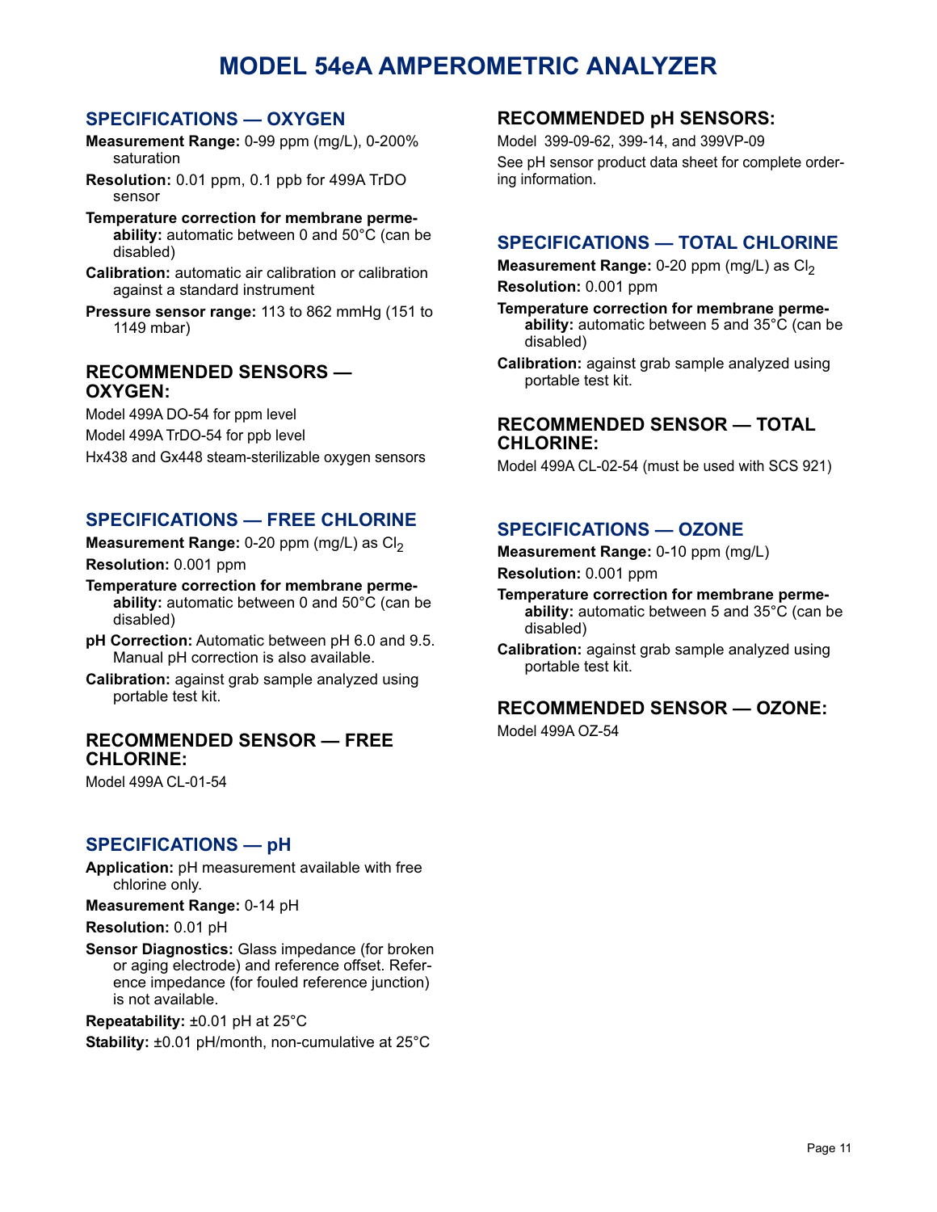# MODEL 54eA AMPEROMETRIC ANALYZER

## SPECIFICATIONS — OXYGEN

**Measurement Range:** 0-99 ppm (mg/L), 0-200% saturation

**Resolution:** 0.01 ppm, 0.1 ppb for 499A TrDO sensor

**Temperature correction for membrane permeability:** automatic between 0 and 50°C (can be disabled)

**Calibration:** automatic air calibration or calibration against a standard instrument

**Pressure sensor range:** 113 to 862 mmHg (151 to 1149 mbar)

### RECOMMENDED SENSORS — OXYGEN:

Model 499A DO-54 for ppm level

Model 499A TrDO-54 for ppb level

Hx438 and Gx448 steam-sterilizable oxygen sensors

## SPECIFICATIONS — FREE CHLORINE

**Measurement Range:** 0-20 ppm (mg/L) as $Cl_2$

**Resolution:** 0.001 ppm

**Temperature correction for membrane permeability:** automatic between 0 and 50°C (can be disabled)

**pH Correction:** Automatic between pH 6.0 and 9.5. Manual pH correction is also available.

**Calibration:** against grab sample analyzed using portable test kit.

### RECOMMENDED SENSOR — FREE CHLORINE:

Model 499A CL-01-54

## SPECIFICATIONS — pH

**Application:** pH measurement available with free chlorine only.

**Measurement Range:** 0-14 pH

**Resolution:** 0.01 pH

**Sensor Diagnostics:** Glass impedance (for broken or aging electrode) and reference offset. Reference impedance (for fouled reference junction) is not available.

**Repeatability:** ±0.01 pH at 25°C

**Stability:** ±0.01 pH/month, non-cumulative at 25°C

### RECOMMENDED pH SENSORS:

Model 399-09-62, 399-14, and 399VP-09

See pH sensor product data sheet for complete ordering information.

## SPECIFICATIONS — TOTAL CHLORINE

**Measurement Range:** 0-20 ppm (mg/L) as $Cl_2$

**Resolution:** 0.001 ppm

**Temperature correction for membrane permeability:** automatic between 5 and 35°C (can be disabled)

**Calibration:** against grab sample analyzed using portable test kit.

### RECOMMENDED SENSOR — TOTAL CHLORINE:

Model 499A CL-02-54 (must be used with SCS 921)

## SPECIFICATIONS — OZONE

**Measurement Range:** 0-10 ppm (mg/L)

**Resolution:** 0.001 ppm

**Temperature correction for membrane permeability:** automatic between 5 and 35°C (can be disabled)

**Calibration:** against grab sample analyzed using portable test kit.

### RECOMMENDED SENSOR — OZONE:

Model 499A OZ-54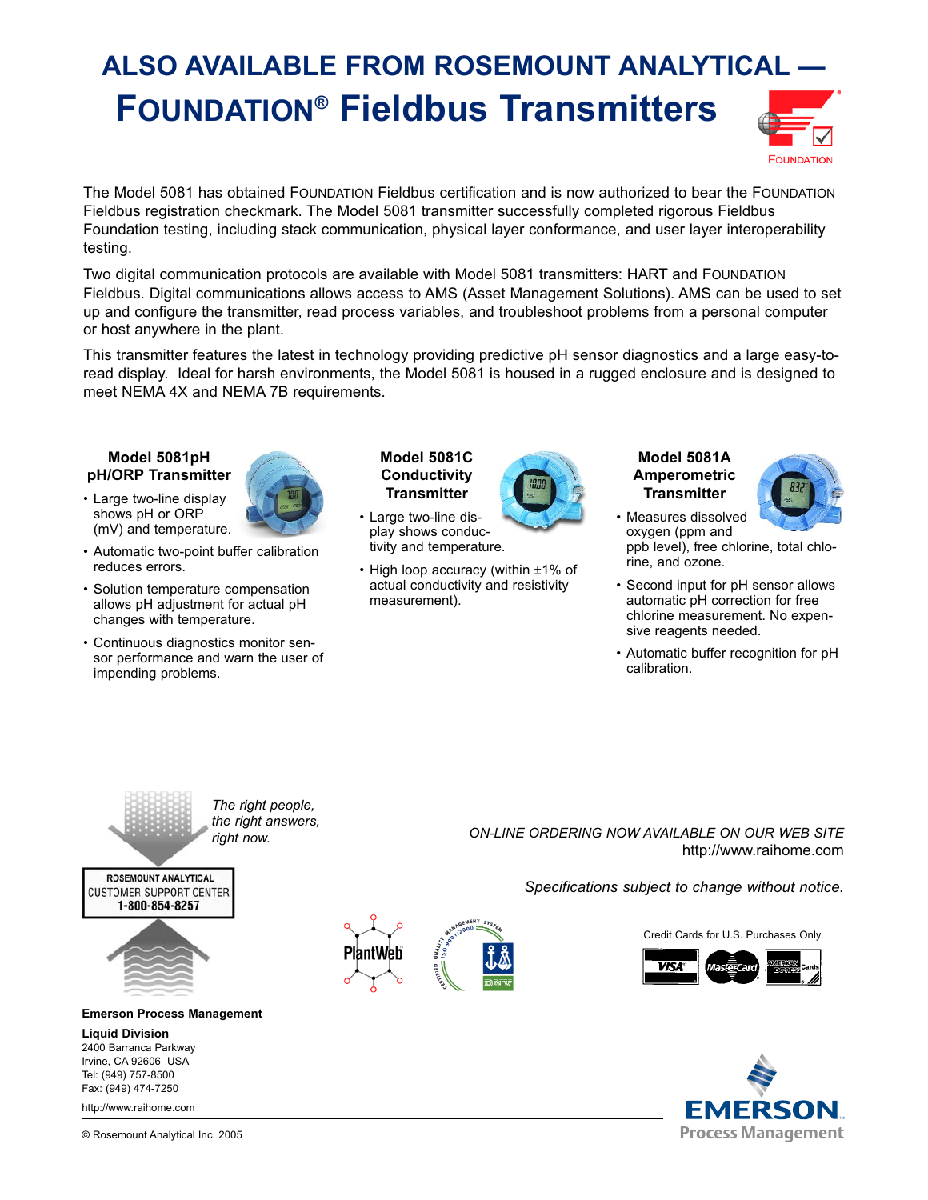# ALSO AVAILABLE FROM ROSEMOUNT ANALYTICAL —

# FOUNDATION® Fieldbus Transmitters

The Model 5081 has obtained FOUNDATION Fieldbus certification and is now authorized to bear the FOUNDATION Fieldbus registration checkmark. The Model 5081 transmitter successfully completed rigorous Fieldbus Foundation testing, including stack communication, physical layer conformance, and user layer interoperability testing.

Two digital communication protocols are available with Model 5081 transmitters: HART and FOUNDATION Fieldbus. Digital communications allows access to AMS (Asset Management Solutions). AMS can be used to set up and configure the transmitter, read process variables, and troubleshoot problems from a personal computer or host anywhere in the plant.

This transmitter features the latest in technology providing predictive pH sensor diagnostics and a large easy-to-read display. Ideal for harsh environments, the Model 5081 is housed in a rugged enclosure and is designed to meet NEMA 4X and NEMA 7B requirements.

### Model 5081pH pH/ORP Transmitter

- Large two-line display shows pH or ORP (mV) and temperature.
- Automatic two-point buffer calibration reduces errors.
- Solution temperature compensation allows pH adjustment for actual pH changes with temperature.
- Continuous diagnostics monitor sensor performance and warn the user of impending problems.

### Model 5081C Conductivity Transmitter

- Large two-line display shows conductivity and temperature.
- High loop accuracy (within ±1% of actual conductivity and resistivity measurement).

### Model 5081A Amperometric Transmitter

- Measures dissolved oxygen (ppm and ppb level), free chlorine, total chlorine, and ozone.
- Second input for pH sensor allows automatic pH correction for free chlorine measurement. No expensive reagents needed.
- Automatic buffer recognition for pH calibration.

*The right people, the right answers, right now.*

ROSEMOUNT ANALYTICAL
CUSTOMER SUPPORT CENTER
1-800-854-8257

*ON-LINE ORDERING NOW AVAILABLE ON OUR WEB SITE*
http://www.raihome.com

*Specifications subject to change without notice.*

Credit Cards for U.S. Purchases Only.

**Emerson Process Management**

**Liquid Division**
2400 Barranca Parkway
Irvine, CA 92606 USA
Tel: (949) 757-8500
Fax: (949) 474-7250

http://www.raihome.com

© Rosemount Analytical Inc. 2005

EMERSON. Process Management